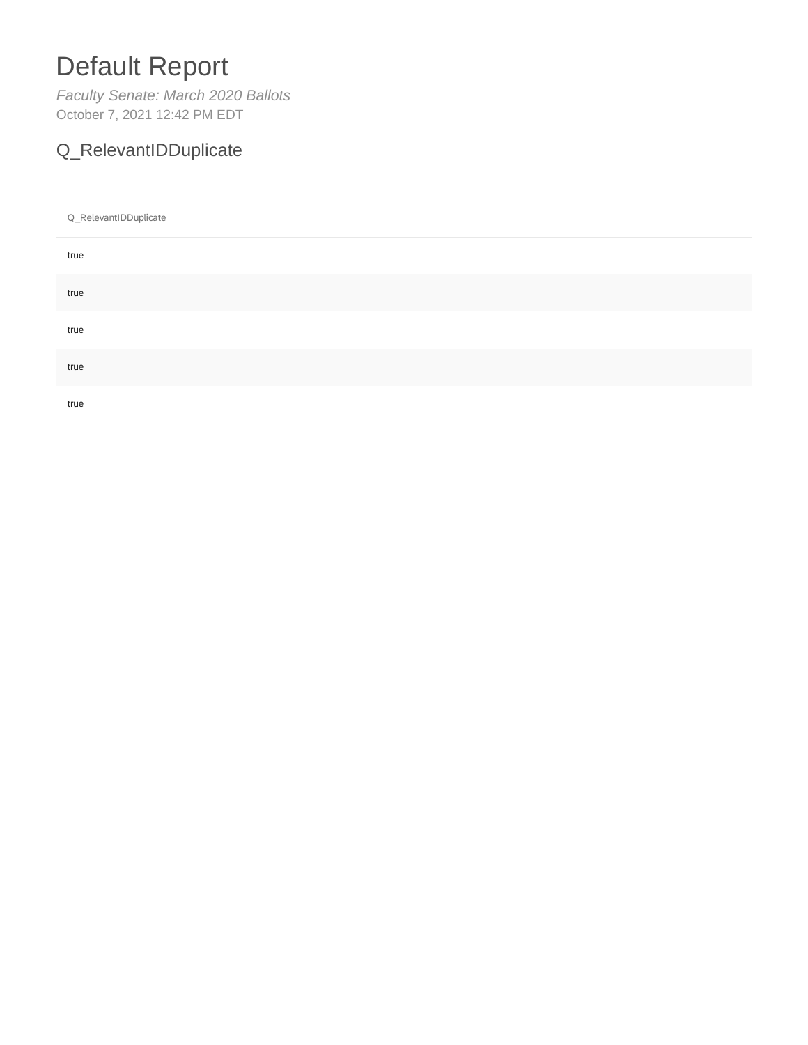# Default Report

*Faculty Senate: March 2020 Ballots*

October 7, 2021 12:42 PM EDT

## Q_RelevantIDDuplicate

| Q_RelevantIDDuplicate |
| --- |
| true |
| true |
| true |
| true |
| true |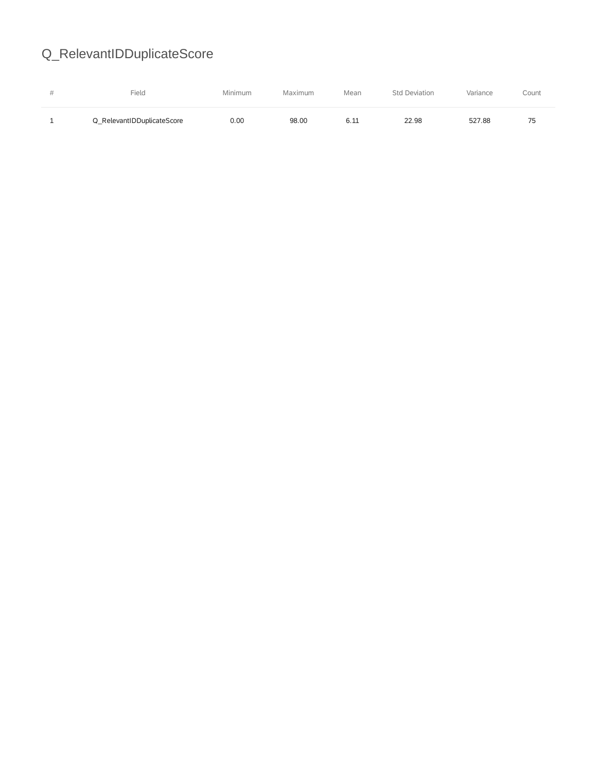# Q_RelevantIDDuplicateScore

| # | Field | Minimum | Maximum | Mean | Std Deviation | Variance | Count |
|---|---|---|---|---|---|---|---|
| 1 | Q_RelevantIDDuplicateScore | 0.00 | 98.00 | 6.11 | 22.98 | 527.88 | 75 |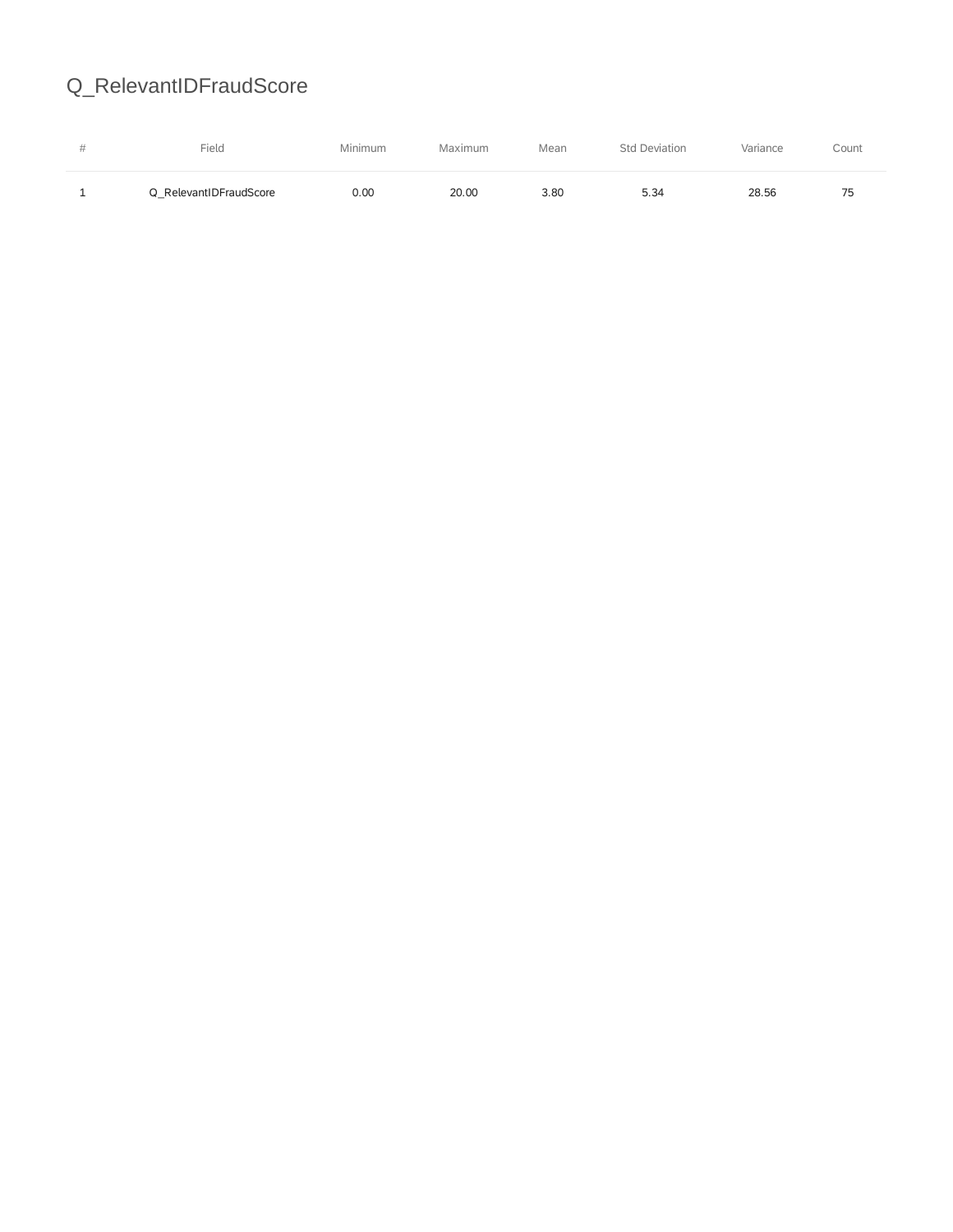# Q_RelevantIDFraudScore

| # | Field | Minimum | Maximum | Mean | Std Deviation | Variance | Count |
|---|---|---|---|---|---|---|---|
| 1 | Q_RelevantIDFraudScore | 0.00 | 20.00 | 3.80 | 5.34 | 28.56 | 75 |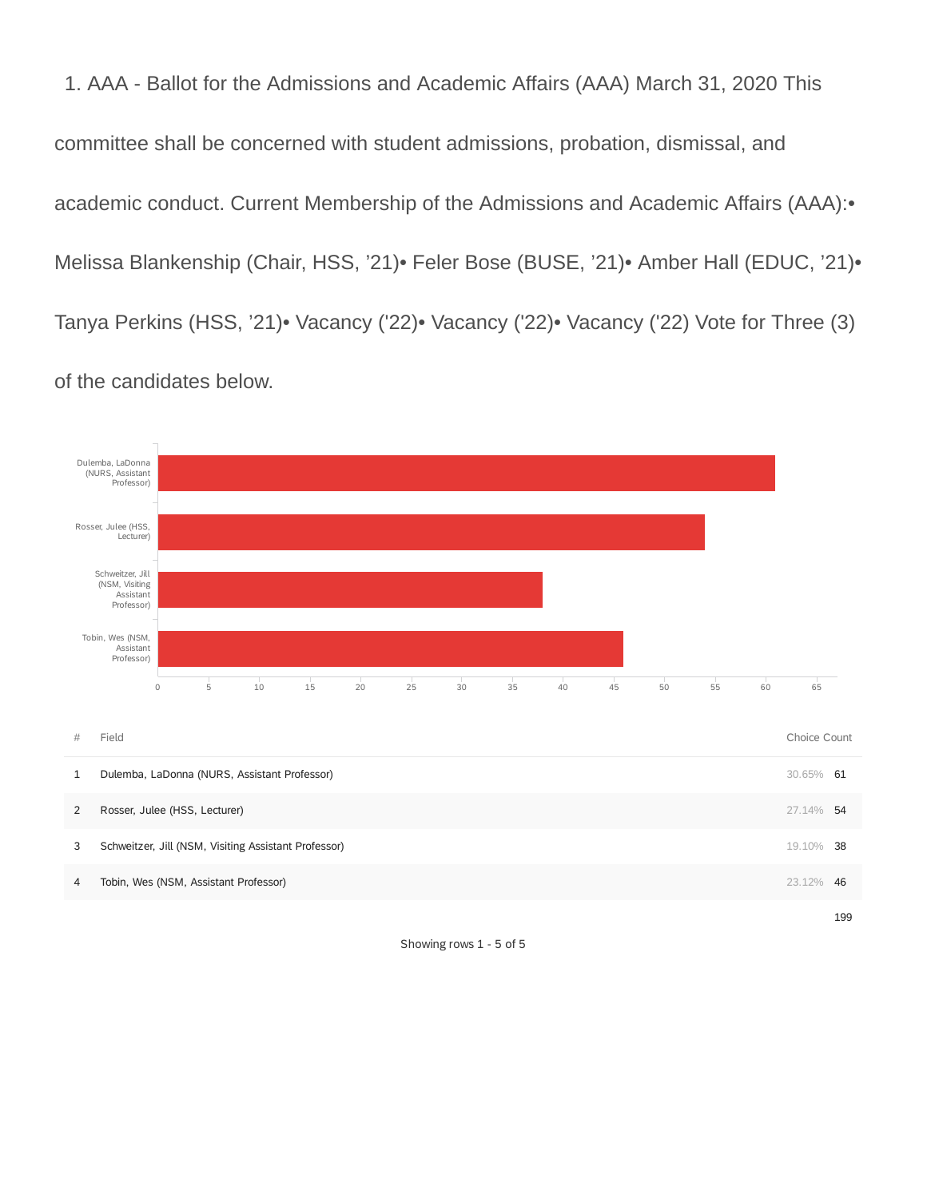1. AAA - Ballot for the Admissions and Academic Affairs (AAA) March 31, 2020 This committee shall be concerned with student admissions, probation, dismissal, and academic conduct. Current Membership of the Admissions and Academic Affairs (AAA):• Melissa Blankenship (Chair, HSS, ’21)• Feler Bose (BUSE, ’21)• Amber Hall (EDUC, ’21)• Tanya Perkins (HSS, ’21)• Vacancy ('22)• Vacancy ('22)• Vacancy ('22) Vote for Three (3) of the candidates below.

| # | Field | Choice Count | |
|---|---|---|---|
| 1 | Dulemba, LaDonna (NURS, Assistant Professor) | 30.65% | 61 |
| 2 | Rosser, Julee (HSS, Lecturer) | 27.14% | 54 |
| 3 | Schweitzer, Jill (NSM, Visiting Assistant Professor) | 19.10% | 38 |
| 4 | Tobin, Wes (NSM, Assistant Professor) | 23.12% | 46 |
| | | | 199 |

Showing rows 1 - 5 of 5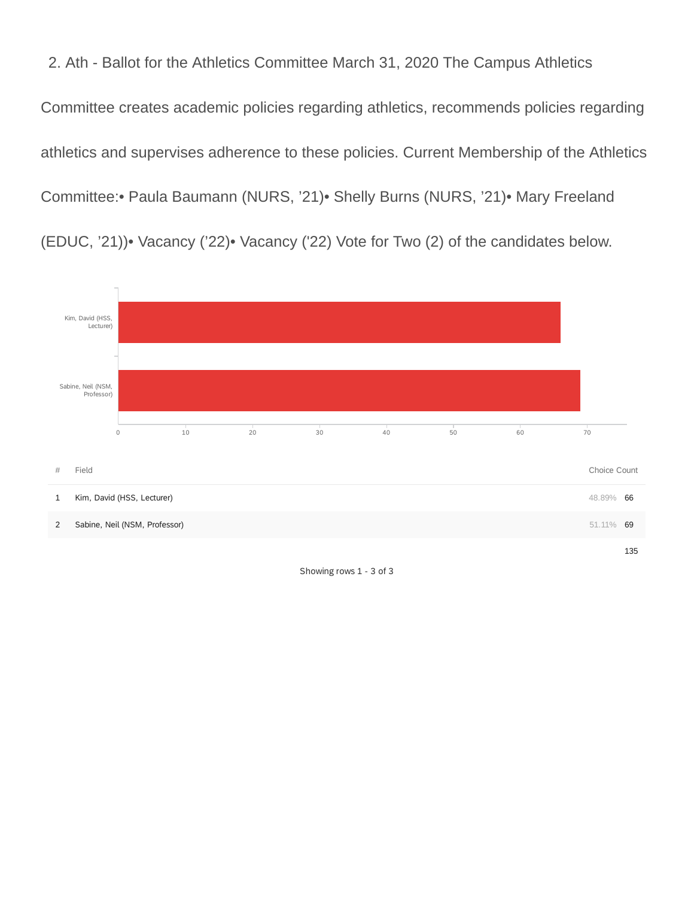2. Ath - Ballot for the Athletics Committee March 31, 2020 The Campus Athletics Committee creates academic policies regarding athletics, recommends policies regarding athletics and supervises adherence to these policies. Current Membership of the Athletics Committee:• Paula Baumann (NURS, '21)• Shelly Burns (NURS, '21)• Mary Freeland (EDUC, '21))• Vacancy ('22)• Vacancy ('22) Vote for Two (2) of the candidates below.

| # | Field | Choice Count | |
|---|---|---|---|
| 1 | Kim, David (HSS, Lecturer) | 48.89% | 66 |
| 2 | Sabine, Neil (NSM, Professor) | 51.11% | 69 |
| | | | 135 |

Showing rows 1 - 3 of 3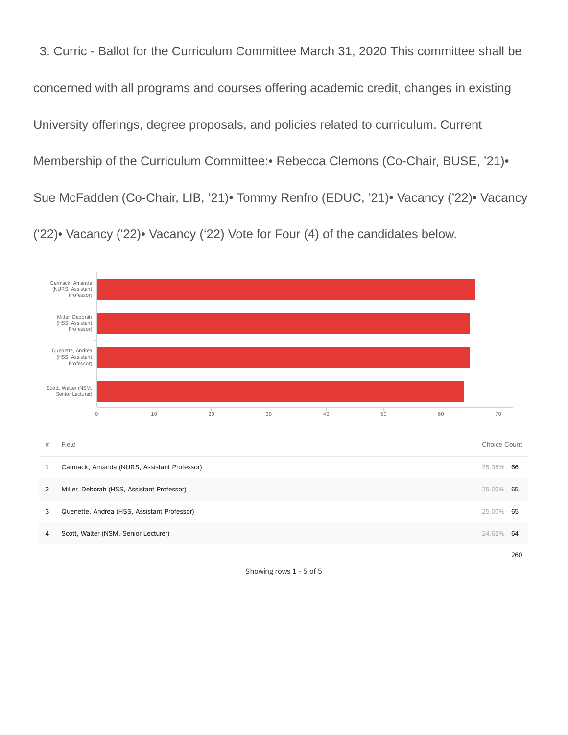3. Curric - Ballot for the Curriculum Committee March 31, 2020 This committee shall be concerned with all programs and courses offering academic credit, changes in existing University offerings, degree proposals, and policies related to curriculum. Current Membership of the Curriculum Committee:• Rebecca Clemons (Co-Chair, BUSE, ’21)• Sue McFadden (Co-Chair, LIB, ’21)• Tommy Renfro (EDUC, ’21)• Vacancy (’22)• Vacancy ('22)• Vacancy ('22)• Vacancy (‘22) Vote for Four (4) of the candidates below.

| # | Field | Choice Count | |
|---|---|---|---|
| 1 | Carmack, Amanda (NURS, Assistant Professor) | 25.38% | 66 |
| 2 | Miller, Deborah (HSS, Assistant Professor) | 25.00% | 65 |
| 3 | Quenette, Andrea (HSS, Assistant Professor) | 25.00% | 65 |
| 4 | Scott, Walter (NSM, Senior Lecturer) | 24.62% | 64 |
| | | | 260 |

Showing rows 1 - 5 of 5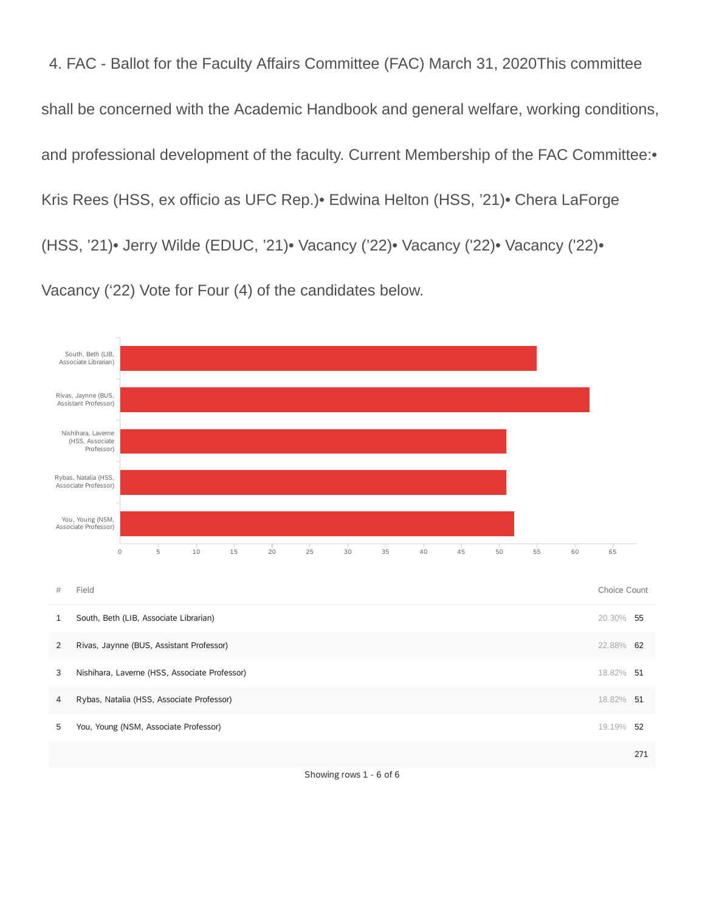4. FAC - Ballot for the Faculty Affairs Committee (FAC) March 31, 2020This committee shall be concerned with the Academic Handbook and general welfare, working conditions, and professional development of the faculty. Current Membership of the FAC Committee:• Kris Rees (HSS, ex officio as UFC Rep.)• Edwina Helton (HSS, '21)• Chera LaForge (HSS, '21)• Jerry Wilde (EDUC, '21)• Vacancy ('22)• Vacancy ('22)• Vacancy ('22)• Vacancy ('22) Vote for Four (4) of the candidates below.

| # | Field | Choice Count | |
|---|---|---|---|
| 1 | South, Beth (LIB, Associate Librarian) | 20.30% | 55 |
| 2 | Rivas, Jaynne (BUS, Assistant Professor) | 22.88% | 62 |
| 3 | Nishihara, Laverne (HSS, Associate Professor) | 18.82% | 51 |
| 4 | Rybas, Natalia (HSS, Associate Professor) | 18.82% | 51 |
| 5 | You, Young (NSM, Associate Professor) | 19.19% | 52 |
| | | | 271 |

Showing rows 1 - 6 of 6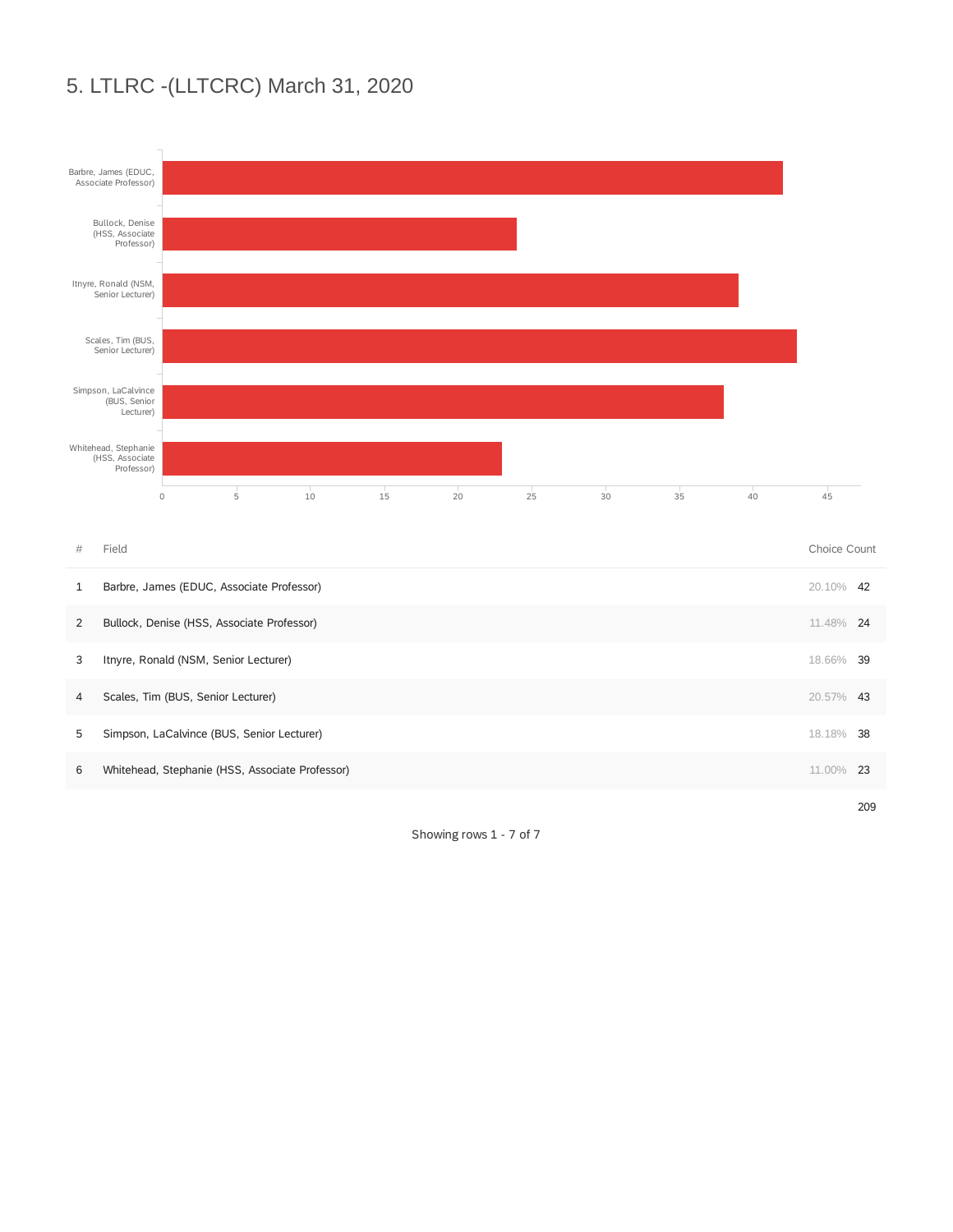## 5. LTLRC -(LLTCRC) March 31, 2020

| # | Field | Choice Count | |
|---|---|---|---|
| 1 | Barbre, James (EDUC, Associate Professor) | 20.10% | 42 |
| 2 | Bullock, Denise (HSS, Associate Professor) | 11.48% | 24 |
| 3 | Itnyre, Ronald (NSM, Senior Lecturer) | 18.66% | 39 |
| 4 | Scales, Tim (BUS, Senior Lecturer) | 20.57% | 43 |
| 5 | Simpson, LaCalvince (BUS, Senior Lecturer) | 18.18% | 38 |
| 6 | Whitehead, Stephanie (HSS, Associate Professor) | 11.00% | 23 |
| | | | 209 |

Showing rows 1 - 7 of 7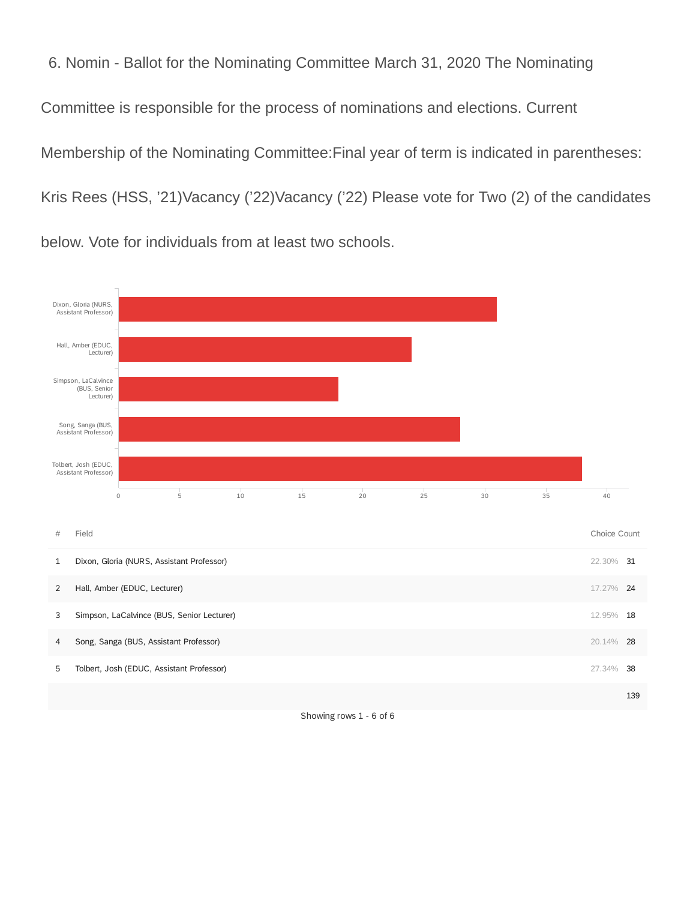6. Nomin - Ballot for the Nominating Committee March 31, 2020 The Nominating Committee is responsible for the process of nominations and elections. Current Membership of the Nominating Committee:Final year of term is indicated in parentheses: Kris Rees (HSS, ’21)Vacancy (’22)Vacancy (’22) Please vote for Two (2) of the candidates below. Vote for individuals from at least two schools.

| # | Field | Choice Count | |
|---|---|---|---|
| 1 | Dixon, Gloria (NURS, Assistant Professor) | 22.30% | 31 |
| 2 | Hall, Amber (EDUC, Lecturer) | 17.27% | 24 |
| 3 | Simpson, LaCalvince (BUS, Senior Lecturer) | 12.95% | 18 |
| 4 | Song, Sanga (BUS, Assistant Professor) | 20.14% | 28 |
| 5 | Tolbert, Josh (EDUC, Assistant Professor) | 27.34% | 38 |
| | | | 139 |

Showing rows 1 - 6 of 6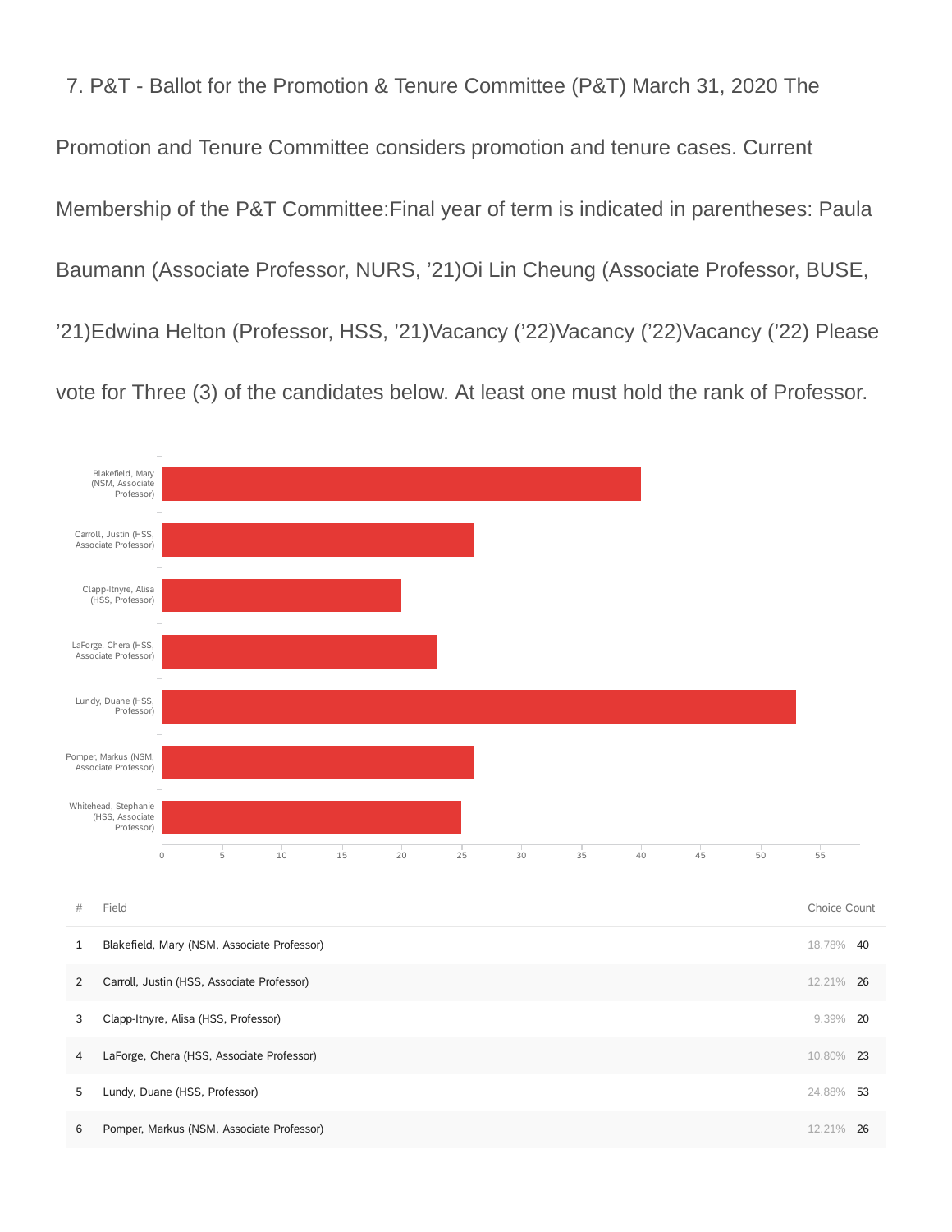7. P&T - Ballot for the Promotion & Tenure Committee (P&T) March 31, 2020 The Promotion and Tenure Committee considers promotion and tenure cases. Current Membership of the P&T Committee:Final year of term is indicated in parentheses: Paula Baumann (Associate Professor, NURS, ’21)Oi Lin Cheung (Associate Professor, BUSE, ’21)Edwina Helton (Professor, HSS, ’21)Vacancy (’22)Vacancy (’22)Vacancy (’22) Please vote for Three (3) of the candidates below. At least one must hold the rank of Professor.

| # | Field | Choice Count | |
|---|---|---|---|
| 1 | Blakefield, Mary (NSM, Associate Professor) | 18.78% | 40 |
| 2 | Carroll, Justin (HSS, Associate Professor) | 12.21% | 26 |
| 3 | Clapp-Itnyre, Alisa (HSS, Professor) | 9.39% | 20 |
| 4 | LaForge, Chera (HSS, Associate Professor) | 10.80% | 23 |
| 5 | Lundy, Duane (HSS, Professor) | 24.88% | 53 |
| 6 | Pomper, Markus (NSM, Associate Professor) | 12.21% | 26 |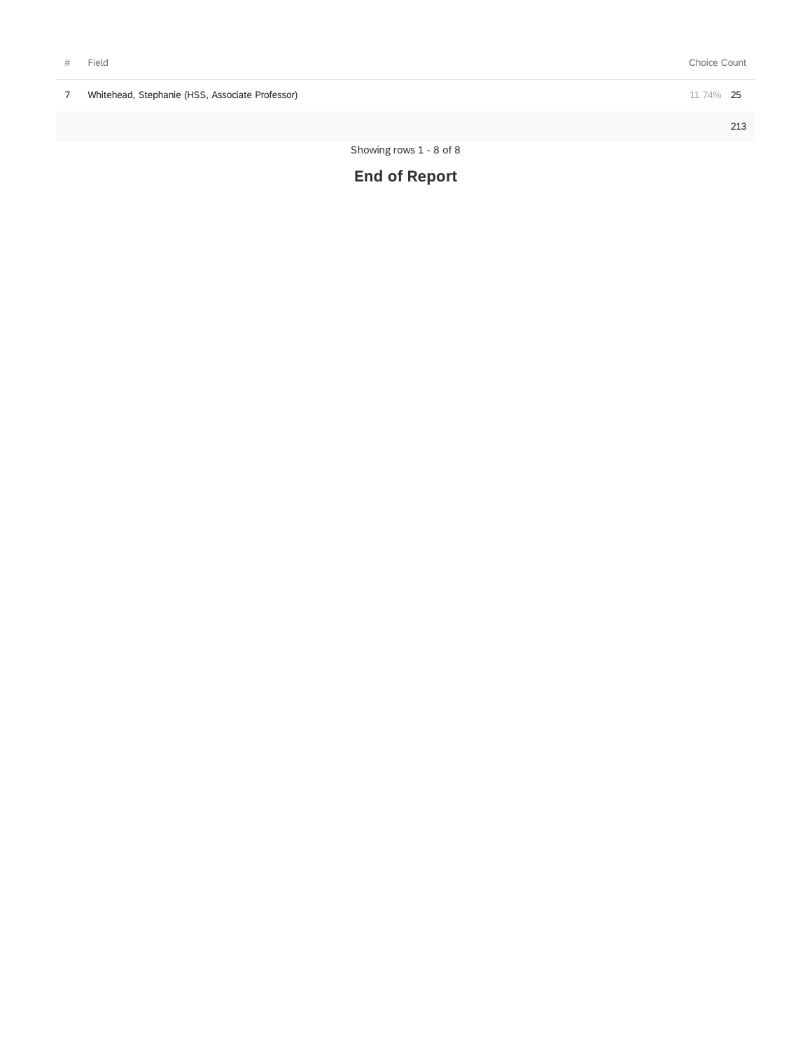| # | Field | Choice Count | |
|---|---|---|---|
| 7 | Whitehead, Stephanie (HSS, Associate Professor) | 11.74% | 25 |
| | | | 213 |

Showing rows 1 - 8 of 8

## End of Report